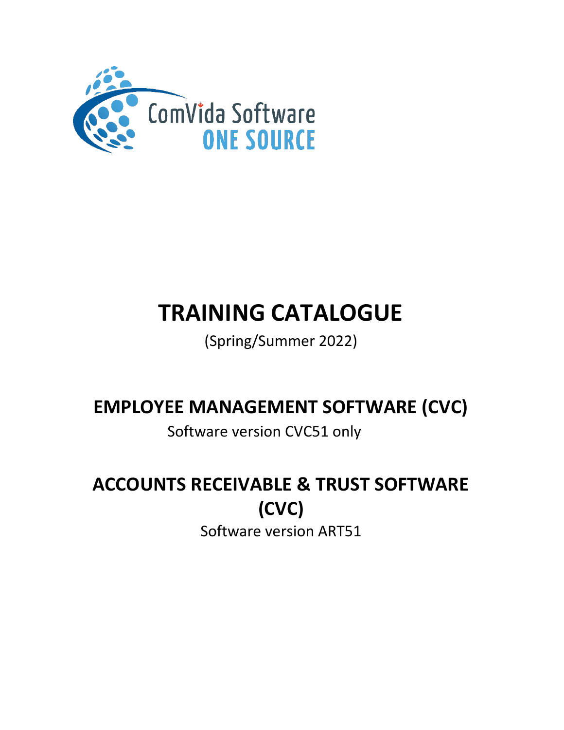ComVida Software
ONE SOURCE

# TRAINING CATALOGUE

(Spring/Summer 2022)

## EMPLOYEE MANAGEMENT SOFTWARE (CVC)

Software version CVC51 only

## ACCOUNTS RECEIVABLE & TRUST SOFTWARE (CVC)

Software version ART51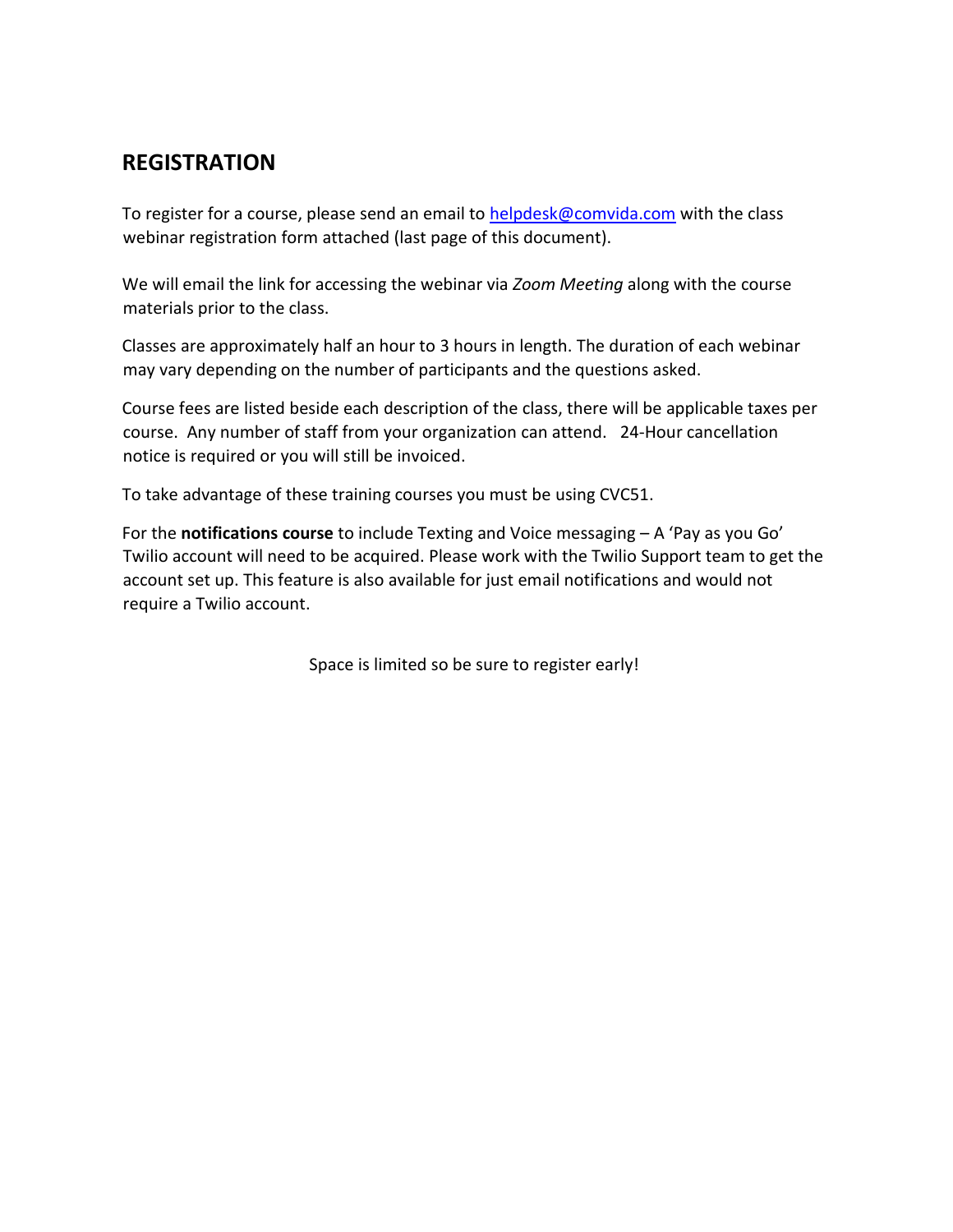## REGISTRATION

To register for a course, please send an email to [helpdesk@comvida.com](mailto:helpdesk@comvida.com) with the class webinar registration form attached (last page of this document).

We will email the link for accessing the webinar via *Zoom Meeting* along with the course materials prior to the class.

Classes are approximately half an hour to 3 hours in length. The duration of each webinar may vary depending on the number of participants and the questions asked.

Course fees are listed beside each description of the class, there will be applicable taxes per course. Any number of staff from your organization can attend. 24-Hour cancellation notice is required or you will still be invoiced.

To take advantage of these training courses you must be using CVC51.

For the **notifications course** to include Texting and Voice messaging – A 'Pay as you Go' Twilio account will need to be acquired. Please work with the Twilio Support team to get the account set up. This feature is also available for just email notifications and would not require a Twilio account.

Space is limited so be sure to register early!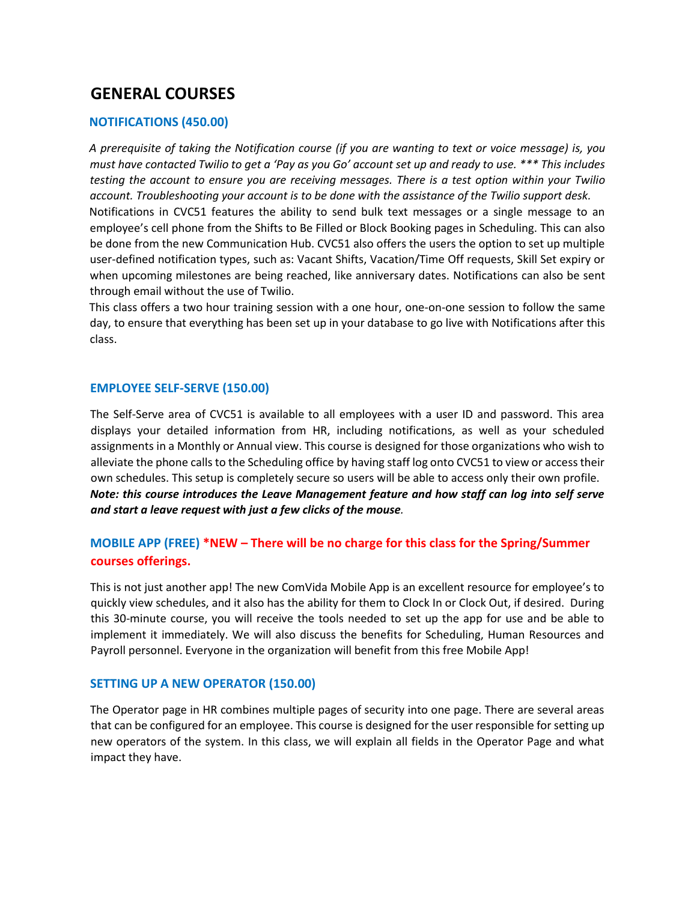# GENERAL COURSES

## NOTIFICATIONS (450.00)

*A prerequisite of taking the Notification course (if you are wanting to text or voice message) is, you must have contacted Twilio to get a 'Pay as you Go' account set up and ready to use. *** This includes testing the account to ensure you are receiving messages. There is a test option within your Twilio account. Troubleshooting your account is to be done with the assistance of the Twilio support desk.*

Notifications in CVC51 features the ability to send bulk text messages or a single message to an employee's cell phone from the Shifts to Be Filled or Block Booking pages in Scheduling. This can also be done from the new Communication Hub. CVC51 also offers the users the option to set up multiple user-defined notification types, such as: Vacant Shifts, Vacation/Time Off requests, Skill Set expiry or when upcoming milestones are being reached, like anniversary dates. Notifications can also be sent through email without the use of Twilio.

This class offers a two hour training session with a one hour, one-on-one session to follow the same day, to ensure that everything has been set up in your database to go live with Notifications after this class.

## EMPLOYEE SELF-SERVE (150.00)

The Self-Serve area of CVC51 is available to all employees with a user ID and password. This area displays your detailed information from HR, including notifications, as well as your scheduled assignments in a Monthly or Annual view. This course is designed for those organizations who wish to alleviate the phone calls to the Scheduling office by having staff log onto CVC51 to view or access their own schedules. This setup is completely secure so users will be able to access only their own profile.

***Note: this course introduces the Leave Management feature and how staff can log into self serve and start a leave request with just a few clicks of the mouse.***

## MOBILE APP (FREE) *NEW – There will be no charge for this class for the Spring/Summer courses offerings.

This is not just another app! The new ComVida Mobile App is an excellent resource for employee's to quickly view schedules, and it also has the ability for them to Clock In or Clock Out, if desired. During this 30-minute course, you will receive the tools needed to set up the app for use and be able to implement it immediately. We will also discuss the benefits for Scheduling, Human Resources and Payroll personnel. Everyone in the organization will benefit from this free Mobile App!

## SETTING UP A NEW OPERATOR (150.00)

The Operator page in HR combines multiple pages of security into one page. There are several areas that can be configured for an employee. This course is designed for the user responsible for setting up new operators of the system. In this class, we will explain all fields in the Operator Page and what impact they have.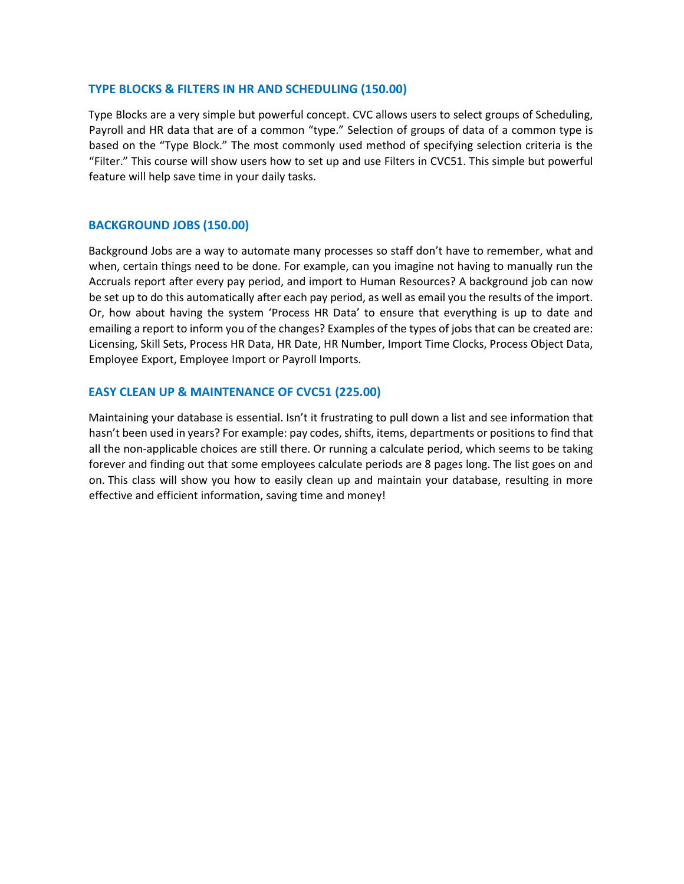### TYPE BLOCKS & FILTERS IN HR AND SCHEDULING (150.00)

Type Blocks are a very simple but powerful concept. CVC allows users to select groups of Scheduling, Payroll and HR data that are of a common "type." Selection of groups of data of a common type is based on the "Type Block." The most commonly used method of specifying selection criteria is the "Filter." This course will show users how to set up and use Filters in CVC51. This simple but powerful feature will help save time in your daily tasks.

### BACKGROUND JOBS (150.00)

Background Jobs are a way to automate many processes so staff don't have to remember, what and when, certain things need to be done. For example, can you imagine not having to manually run the Accruals report after every pay period, and import to Human Resources? A background job can now be set up to do this automatically after each pay period, as well as email you the results of the import. Or, how about having the system 'Process HR Data' to ensure that everything is up to date and emailing a report to inform you of the changes? Examples of the types of jobs that can be created are: Licensing, Skill Sets, Process HR Data, HR Date, HR Number, Import Time Clocks, Process Object Data, Employee Export, Employee Import or Payroll Imports.

### EASY CLEAN UP & MAINTENANCE OF CVC51 (225.00)

Maintaining your database is essential. Isn't it frustrating to pull down a list and see information that hasn't been used in years? For example: pay codes, shifts, items, departments or positions to find that all the non-applicable choices are still there. Or running a calculate period, which seems to be taking forever and finding out that some employees calculate periods are 8 pages long. The list goes on and on. This class will show you how to easily clean up and maintain your database, resulting in more effective and efficient information, saving time and money!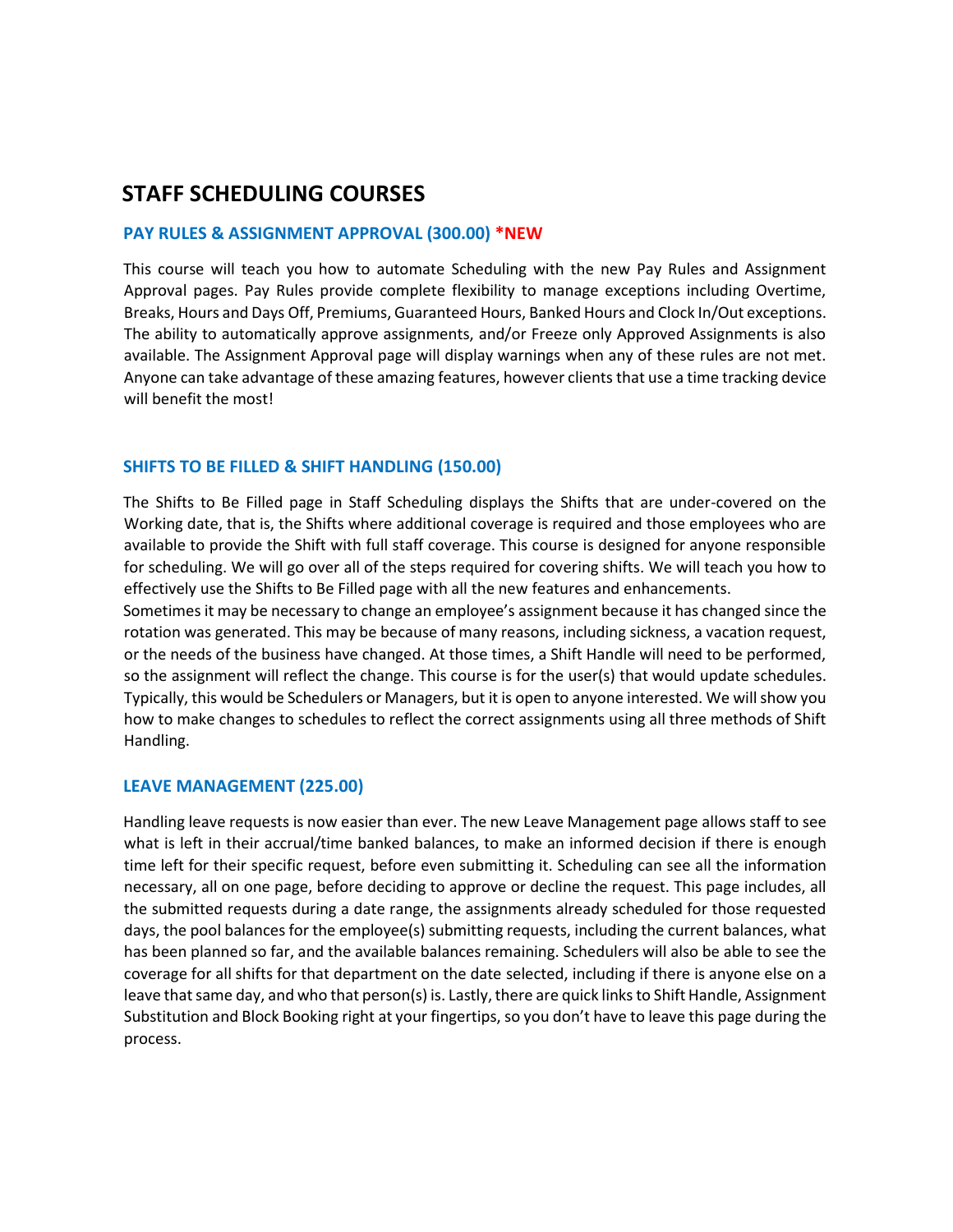# STAFF SCHEDULING COURSES

### PAY RULES & ASSIGNMENT APPROVAL (300.00) *NEW

This course will teach you how to automate Scheduling with the new Pay Rules and Assignment Approval pages. Pay Rules provide complete flexibility to manage exceptions including Overtime, Breaks, Hours and Days Off, Premiums, Guaranteed Hours, Banked Hours and Clock In/Out exceptions. The ability to automatically approve assignments, and/or Freeze only Approved Assignments is also available. The Assignment Approval page will display warnings when any of these rules are not met. Anyone can take advantage of these amazing features, however clients that use a time tracking device will benefit the most!

### SHIFTS TO BE FILLED & SHIFT HANDLING (150.00)

The Shifts to Be Filled page in Staff Scheduling displays the Shifts that are under-covered on the Working date, that is, the Shifts where additional coverage is required and those employees who are available to provide the Shift with full staff coverage. This course is designed for anyone responsible for scheduling. We will go over all of the steps required for covering shifts. We will teach you how to effectively use the Shifts to Be Filled page with all the new features and enhancements.

Sometimes it may be necessary to change an employee's assignment because it has changed since the rotation was generated. This may be because of many reasons, including sickness, a vacation request, or the needs of the business have changed. At those times, a Shift Handle will need to be performed, so the assignment will reflect the change. This course is for the user(s) that would update schedules. Typically, this would be Schedulers or Managers, but it is open to anyone interested. We will show you how to make changes to schedules to reflect the correct assignments using all three methods of Shift Handling.

### LEAVE MANAGEMENT (225.00)

Handling leave requests is now easier than ever. The new Leave Management page allows staff to see what is left in their accrual/time banked balances, to make an informed decision if there is enough time left for their specific request, before even submitting it. Scheduling can see all the information necessary, all on one page, before deciding to approve or decline the request. This page includes, all the submitted requests during a date range, the assignments already scheduled for those requested days, the pool balances for the employee(s) submitting requests, including the current balances, what has been planned so far, and the available balances remaining. Schedulers will also be able to see the coverage for all shifts for that department on the date selected, including if there is anyone else on a leave that same day, and who that person(s) is. Lastly, there are quick links to Shift Handle, Assignment Substitution and Block Booking right at your fingertips, so you don't have to leave this page during the process.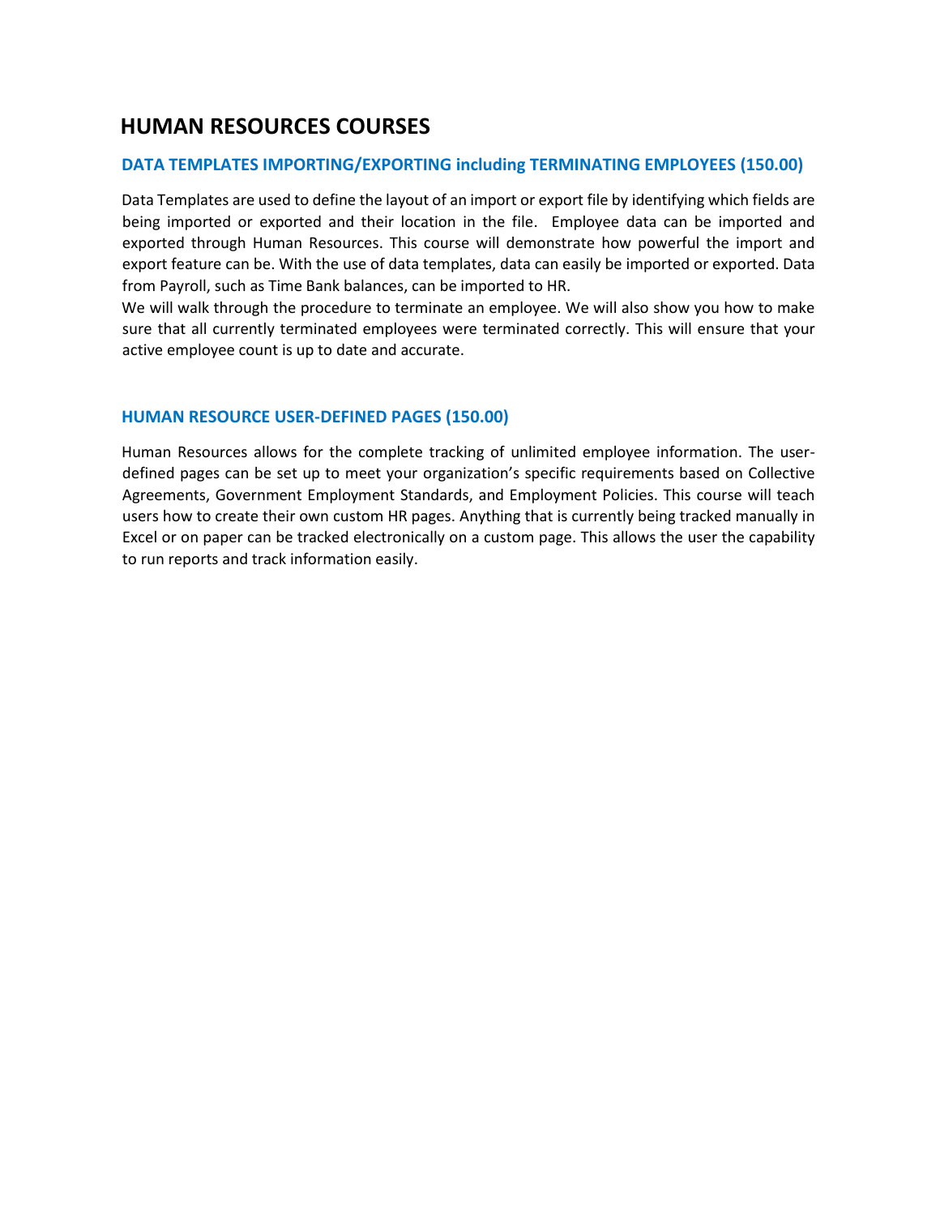# HUMAN RESOURCES COURSES

## DATA TEMPLATES IMPORTING/EXPORTING including TERMINATING EMPLOYEES (150.00)

Data Templates are used to define the layout of an import or export file by identifying which fields are being imported or exported and their location in the file. Employee data can be imported and exported through Human Resources. This course will demonstrate how powerful the import and export feature can be. With the use of data templates, data can easily be imported or exported. Data from Payroll, such as Time Bank balances, can be imported to HR.

We will walk through the procedure to terminate an employee. We will also show you how to make sure that all currently terminated employees were terminated correctly. This will ensure that your active employee count is up to date and accurate.

## HUMAN RESOURCE USER-DEFINED PAGES (150.00)

Human Resources allows for the complete tracking of unlimited employee information. The user-defined pages can be set up to meet your organization's specific requirements based on Collective Agreements, Government Employment Standards, and Employment Policies. This course will teach users how to create their own custom HR pages. Anything that is currently being tracked manually in Excel or on paper can be tracked electronically on a custom page. This allows the user the capability to run reports and track information easily.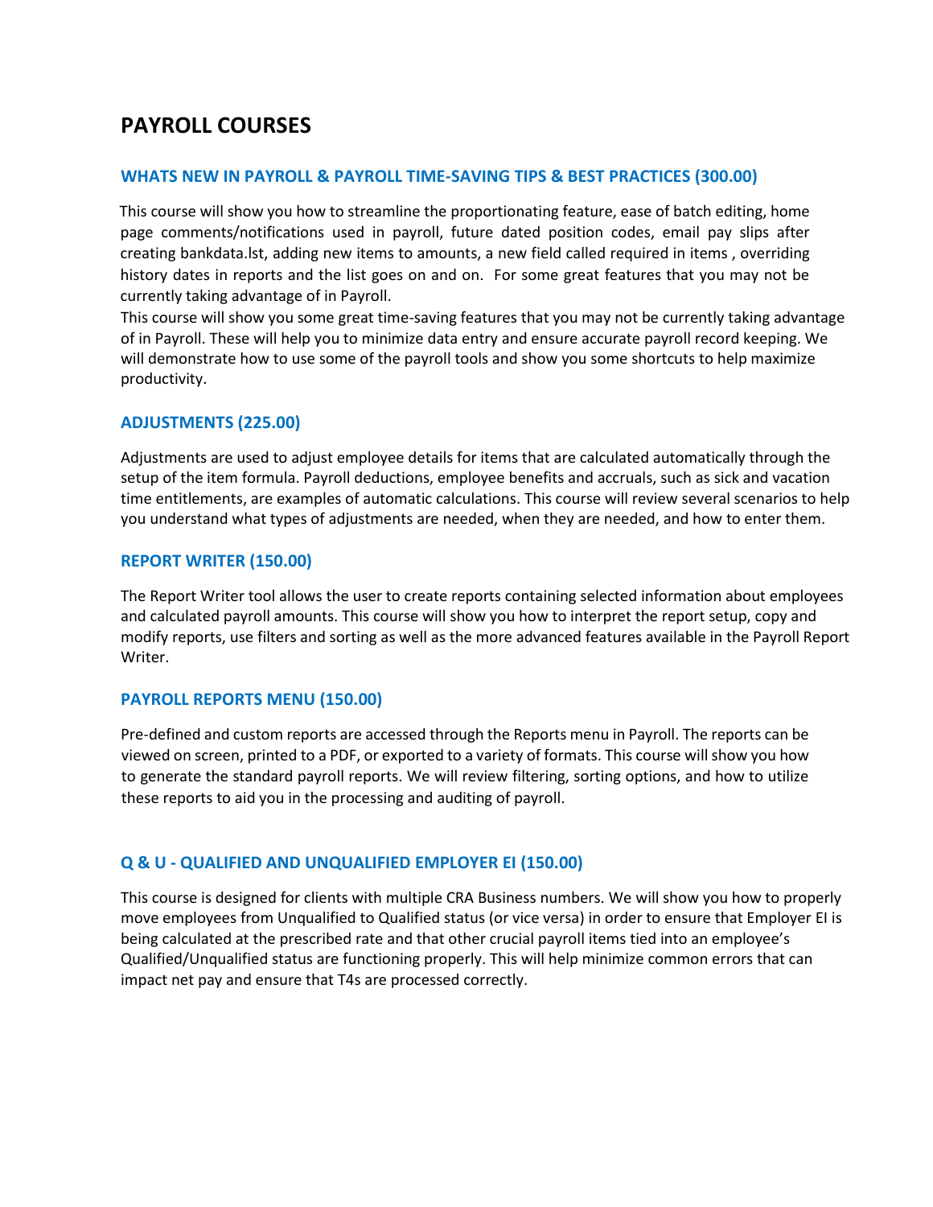# PAYROLL COURSES

## WHATS NEW IN PAYROLL & PAYROLL TIME-SAVING TIPS & BEST PRACTICES (300.00)

This course will show you how to streamline the proportionating feature, ease of batch editing, home page comments/notifications used in payroll, future dated position codes, email pay slips after creating bankdata.lst, adding new items to amounts, a new field called required in items , overriding history dates in reports and the list goes on and on. For some great features that you may not be currently taking advantage of in Payroll.

This course will show you some great time-saving features that you may not be currently taking advantage of in Payroll. These will help you to minimize data entry and ensure accurate payroll record keeping. We will demonstrate how to use some of the payroll tools and show you some shortcuts to help maximize productivity.

## ADJUSTMENTS (225.00)

Adjustments are used to adjust employee details for items that are calculated automatically through the setup of the item formula. Payroll deductions, employee benefits and accruals, such as sick and vacation time entitlements, are examples of automatic calculations. This course will review several scenarios to help you understand what types of adjustments are needed, when they are needed, and how to enter them.

## REPORT WRITER (150.00)

The Report Writer tool allows the user to create reports containing selected information about employees and calculated payroll amounts. This course will show you how to interpret the report setup, copy and modify reports, use filters and sorting as well as the more advanced features available in the Payroll Report Writer.

## PAYROLL REPORTS MENU (150.00)

Pre-defined and custom reports are accessed through the Reports menu in Payroll. The reports can be viewed on screen, printed to a PDF, or exported to a variety of formats. This course will show you how to generate the standard payroll reports. We will review filtering, sorting options, and how to utilize these reports to aid you in the processing and auditing of payroll.

## Q & U - QUALIFIED AND UNQUALIFIED EMPLOYER EI (150.00)

This course is designed for clients with multiple CRA Business numbers. We will show you how to properly move employees from Unqualified to Qualified status (or vice versa) in order to ensure that Employer EI is being calculated at the prescribed rate and that other crucial payroll items tied into an employee's Qualified/Unqualified status are functioning properly. This will help minimize common errors that can impact net pay and ensure that T4s are processed correctly.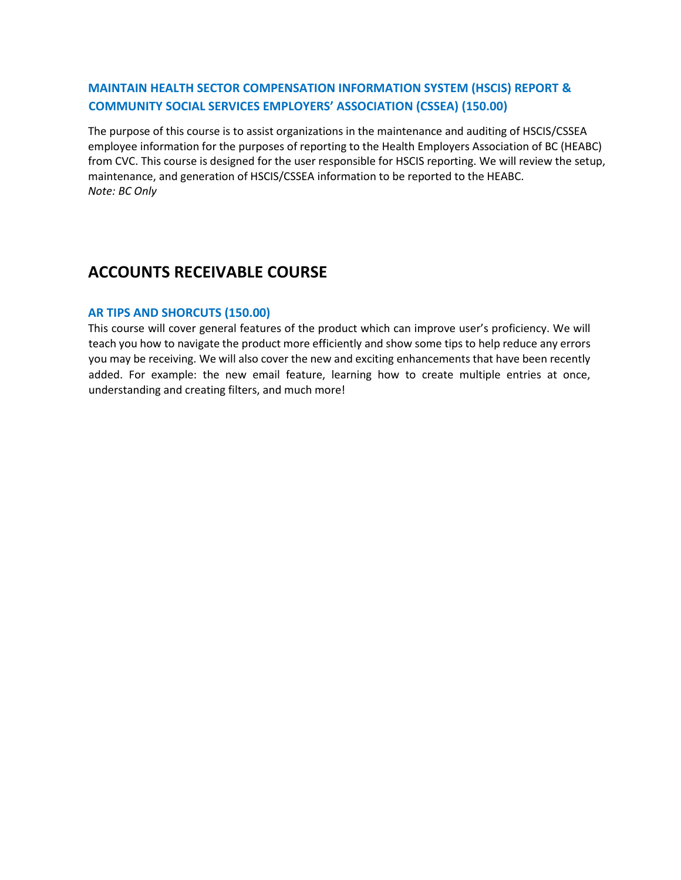### MAINTAIN HEALTH SECTOR COMPENSATION INFORMATION SYSTEM (HSCIS) REPORT & COMMUNITY SOCIAL SERVICES EMPLOYERS' ASSOCIATION (CSSEA) (150.00)

The purpose of this course is to assist organizations in the maintenance and auditing of HSCIS/CSSEA employee information for the purposes of reporting to the Health Employers Association of BC (HEABC) from CVC. This course is designed for the user responsible for HSCIS reporting. We will review the setup, maintenance, and generation of HSCIS/CSSEA information to be reported to the HEABC.
*Note: BC Only*

## ACCOUNTS RECEIVABLE COURSE

### AR TIPS AND SHORCUTS (150.00)

This course will cover general features of the product which can improve user's proficiency. We will teach you how to navigate the product more efficiently and show some tips to help reduce any errors you may be receiving. We will also cover the new and exciting enhancements that have been recently added. For example: the new email feature, learning how to create multiple entries at once, understanding and creating filters, and much more!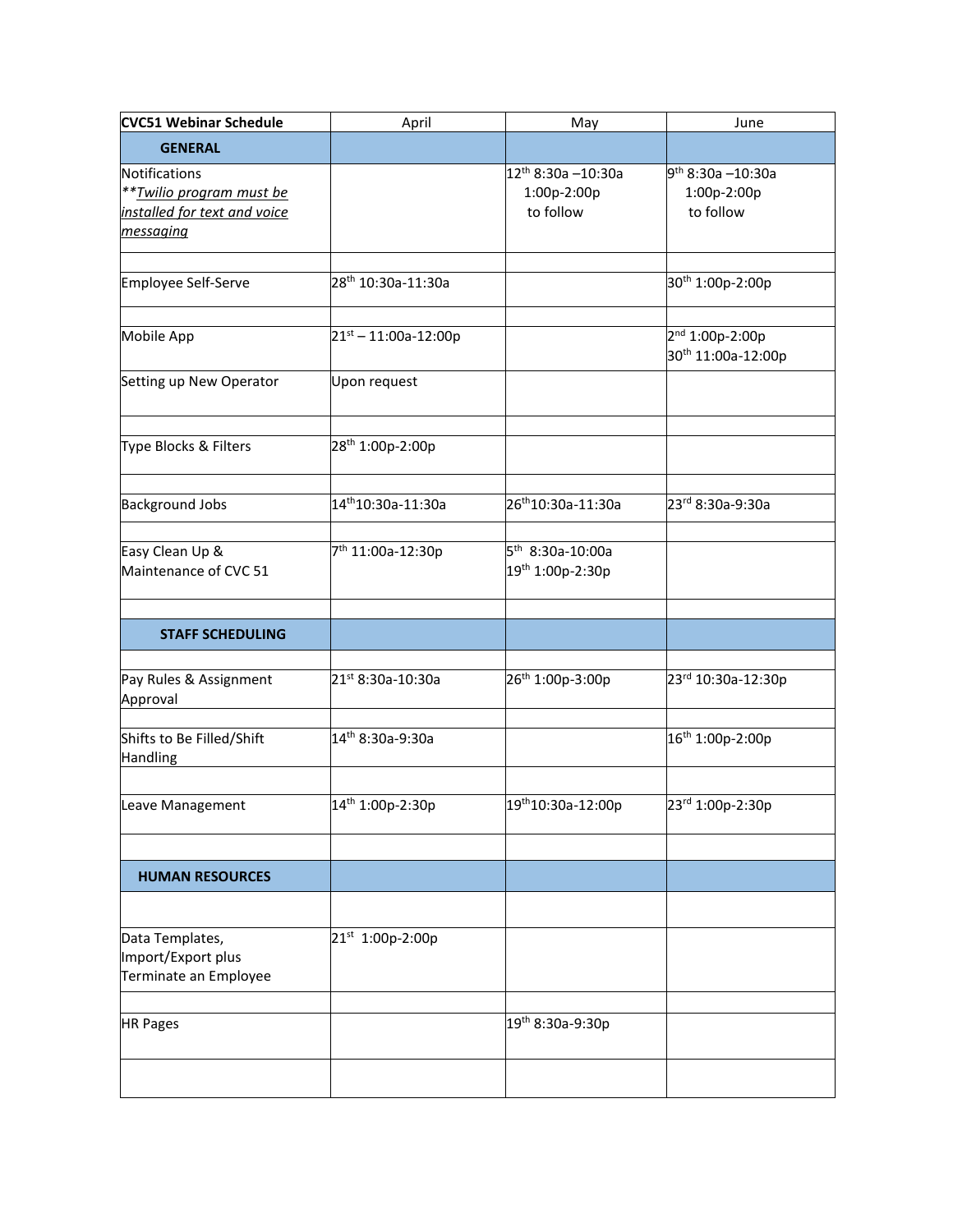| CVC51 Webinar Schedule | April | May | June |
|---|---|---|---|
| **GENERAL** | | | |
| Notifications<br>*\*\*<u>Twilio program must be installed for text and voice messaging</u>* | | 12th 8:30a –10:30a<br>1:00p-2:00p<br>to follow | 9th 8:30a –10:30a<br>1:00p-2:00p<br>to follow |
| | | | |
| Employee Self-Serve | 28th 10:30a-11:30a | | 30th 1:00p-2:00p |
| | | | |
| Mobile App | 21st – 11:00a-12:00p | | 2nd 1:00p-2:00p<br>30th 11:00a-12:00p |
| Setting up New Operator | Upon request | | |
| | | | |
| Type Blocks & Filters | 28th 1:00p-2:00p | | |
| | | | |
| Background Jobs | 14th 10:30a-11:30a | 26th 10:30a-11:30a | 23rd 8:30a-9:30a |
| | | | |
| Easy Clean Up & Maintenance of CVC 51 | 7th 11:00a-12:30p | 5th 8:30a-10:00a<br>19th 1:00p-2:30p | |
| | | | |
| **STAFF SCHEDULING** | | | |
| | | | |
| Pay Rules & Assignment Approval | 21st 8:30a-10:30a | 26th 1:00p-3:00p | 23rd 10:30a-12:30p |
| | | | |
| Shifts to Be Filled/Shift Handling | 14th 8:30a-9:30a | | 16th 1:00p-2:00p |
| | | | |
| Leave Management | 14th 1:00p-2:30p | 19th 10:30a-12:00p | 23rd 1:00p-2:30p |
| | | | |
| **HUMAN RESOURCES** | | | |
| | | | |
| Data Templates, Import/Export plus Terminate an Employee | 21st 1:00p-2:00p | | |
| | | | |
| HR Pages | | 19th 8:30a-9:30p | |
| | | | |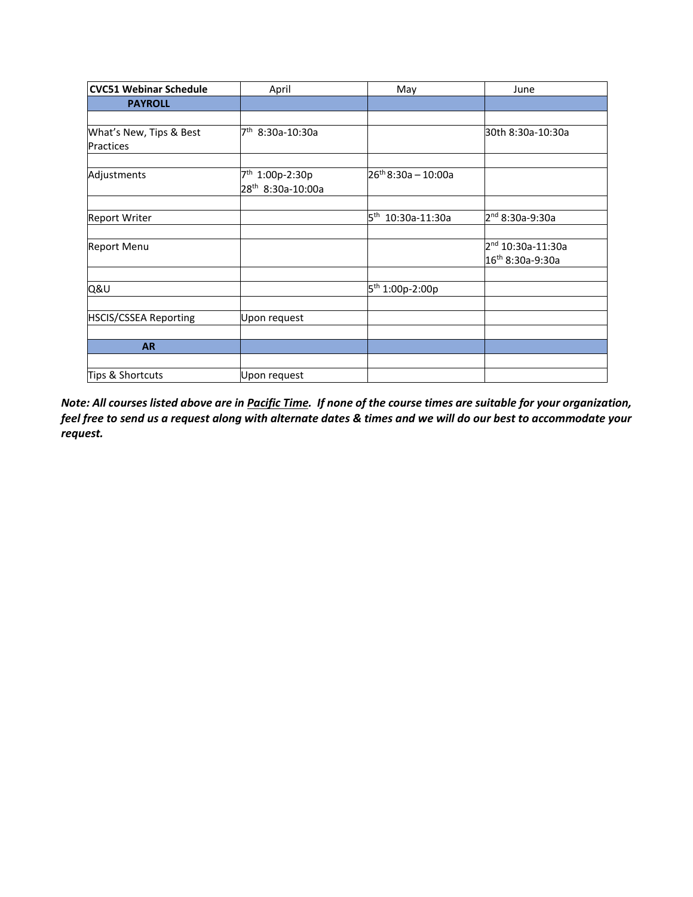| CVC51 Webinar Schedule | April | May | June |
|---|---|---|---|
| **PAYROLL** | | | |
| | | | |
| What's New, Tips & Best Practices | 7th 8:30a-10:30a | | 30th 8:30a-10:30a |
| | | | |
| Adjustments | 7th 1:00p-2:30p<br>28th 8:30a-10:00a | 26th 8:30a – 10:00a | |
| | | | |
| Report Writer | | 5th 10:30a-11:30a | 2nd 8:30a-9:30a |
| | | | |
| Report Menu | | | 2nd 10:30a-11:30a<br>16th 8:30a-9:30a |
| | | | |
| Q&U | | 5th 1:00p-2:00p | |
| | | | |
| HSCIS/CSSEA Reporting | Upon request | | |
| | | | |
| **AR** | | | |
| | | | |
| Tips & Shortcuts | Upon request | | |

***Note: All courses listed above are in <u>Pacific Time</u>. If none of the course times are suitable for your organization, feel free to send us a request along with alternate dates & times and we will do our best to accommodate your request.***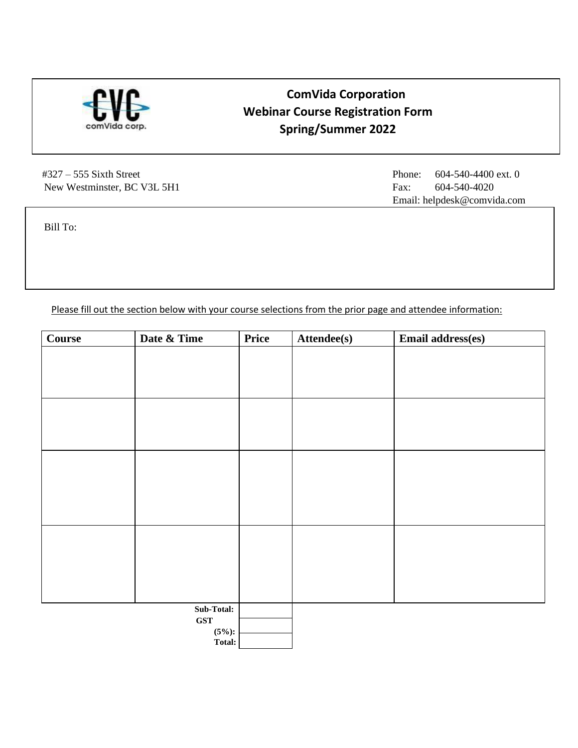# ComVida Corporation
## Webinar Course Registration Form
## Spring/Summer 2022

#327 – 555 Sixth Street
New Westminster, BC V3L 5H1

Phone: 604-540-4400 ext. 0
Fax: 604-540-4020
Email: helpdesk@comvida.com

Bill To:

Please fill out the section below with your course selections from the prior page and attendee information:

| Course | Date & Time | Price | Attendee(s) | Email address(es) |
|---|---|---|---|---|
| | | | | |
| | | | | |
| | | | | |
| | | | | |
| | Sub-Total: | | | |
| | GST (5%): | | | |
| | Total: | | | |